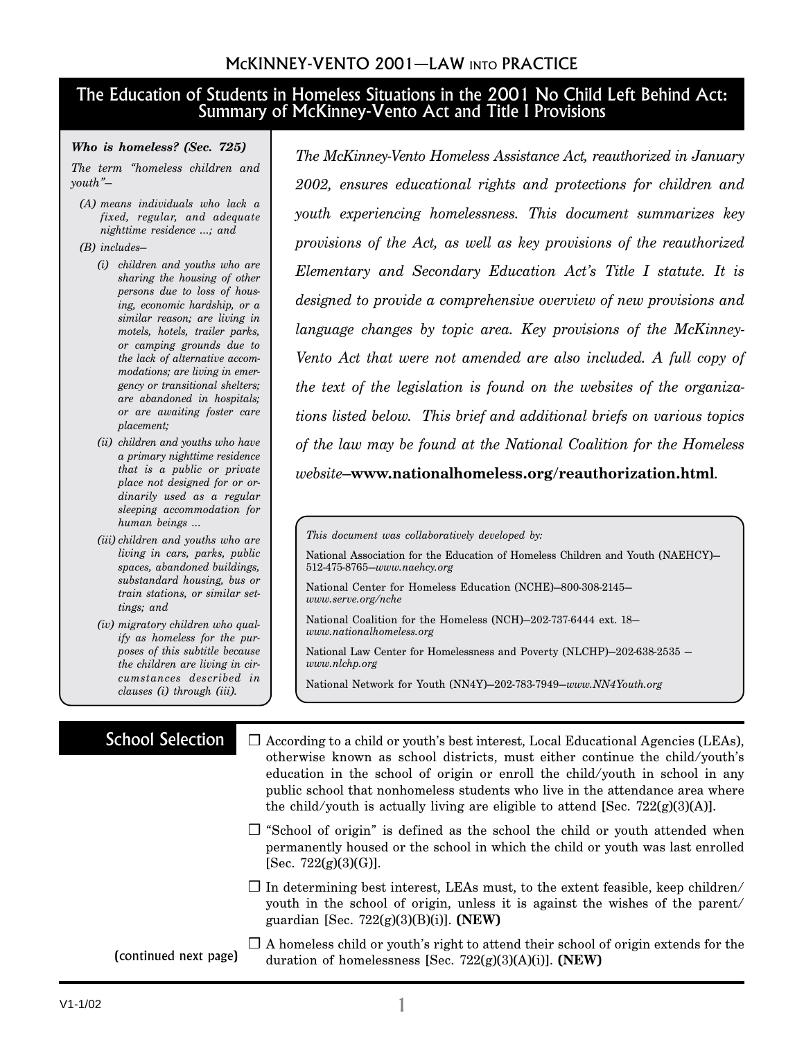# McKINNEY-VENTO 2001—LAW INTO PRACTICE

## The Education of Students in Homeless Situations in the 2001 No Child Left Behind Act: Summary of McKinney-Vento Act and Title I Provisions

*The McKinney-Vento Homeless Assistance Act, reauthorized in January 2002, ensures educational rights and protections for children and youth experiencing homelessness. This document summarizes key provisions of the Act, as well as key provisions of the reauthorized Elementary and Secondary Education Act's Title I statute. It is designed to provide a comprehensive overview of new provisions and language changes by topic area. Key provisions of the McKinney-Vento Act that were not amended are also included. A full copy of the text of the legislation is found on the websites of the organizations listed below. This brief and additional briefs on various topics of the law may be found at the National Coalition for the Homeless website–* **www.nationalhomeless.org/reauthorization.html**.

***Who is homeless? (Sec. 725)***

*The term "homeless children and youth"–*

*(A) means individuals who lack a fixed, regular, and adequate nighttime residence ...; and*

*(B) includes–*

*(i) children and youths who are sharing the housing of other persons due to loss of housing, economic hardship, or a similar reason; are living in motels, hotels, trailer parks, or camping grounds due to the lack of alternative accommodations; are living in emergency or transitional shelters; are abandoned in hospitals; or are awaiting foster care placement;*

*(ii) children and youths who have a primary nighttime residence that is a public or private place not designed for or ordinarily used as a regular sleeping accommodation for human beings ...*

*(iii) children and youths who are living in cars, parks, public spaces, abandoned buildings, substandard housing, bus or train stations, or similar settings; and*

*(iv) migratory children who qualify as homeless for the purposes of this subtitle because the children are living in circumstances described in clauses (i) through (iii).*

*This document was collaboratively developed by:*

National Association for the Education of Homeless Children and Youth (NAEHCY)–512-475-8765–*www.naehcy.org*

National Center for Homeless Education (NCHE)–800-308-2145–*www.serve.org/nche*

National Coalition for the Homeless (NCH)–202-737-6444 ext. 18–*www.nationalhomeless.org*

National Law Center for Homelessness and Poverty (NLCHP)–202-638-2535 –*www.nlchp.org*

National Network for Youth (NN4Y)–202-783-7949–*www.NN4Youth.org*

## School Selection

- ☐ According to a child or youth's best interest, Local Educational Agencies (LEAs), otherwise known as school districts, must either continue the child/youth's education in the school of origin or enroll the child/youth in school in any public school that nonhomeless students who live in the attendance area where the child/youth is actually living are eligible to attend [Sec. 722(g)(3)(A)].
- ☐ "School of origin" is defined as the school the child or youth attended when permanently housed or the school in which the child or youth was last enrolled [Sec. 722(g)(3)(G)].
- ☐ In determining best interest, LEAs must, to the extent feasible, keep children/youth in the school of origin, unless it is against the wishes of the parent/guardian [Sec. 722(g)(3)(B)(i)]. **(NEW)**
- ☐ A homeless child or youth's right to attend their school of origin extends for the duration of homelessness [Sec. 722(g)(3)(A)(i)]. **(NEW)**

(continued next page)

V1-1/02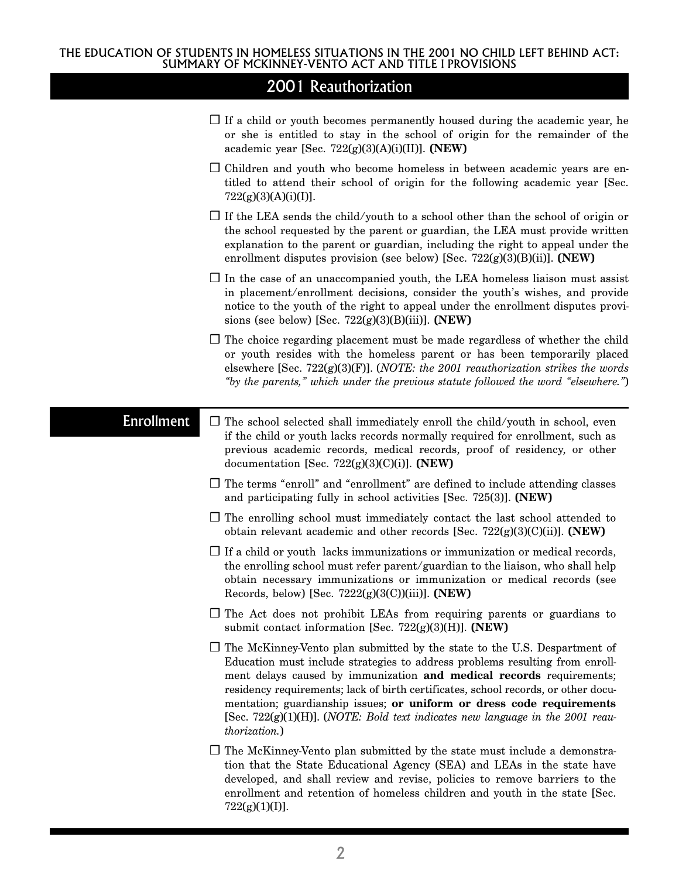## 2001 Reauthorization

- ☐ If a child or youth becomes permanently housed during the academic year, he or she is entitled to stay in the school of origin for the remainder of the academic year [Sec. 722(g)(3)(A)(i)(II)]. **(NEW)**
- ☐ Children and youth who become homeless in between academic years are entitled to attend their school of origin for the following academic year [Sec. 722(g)(3)(A)(i)(I)].
- ☐ If the LEA sends the child/youth to a school other than the school of origin or the school requested by the parent or guardian, the LEA must provide written explanation to the parent or guardian, including the right to appeal under the enrollment disputes provision (see below) [Sec. 722(g)(3)(B)(ii)]. **(NEW)**
- ☐ In the case of an unaccompanied youth, the LEA homeless liaison must assist in placement/enrollment decisions, consider the youth's wishes, and provide notice to the youth of the right to appeal under the enrollment disputes provisions (see below) [Sec. 722(g)(3)(B)(iii)]. **(NEW)**
- ☐ The choice regarding placement must be made regardless of whether the child or youth resides with the homeless parent or has been temporarily placed elsewhere [Sec. 722(g)(3)(F)]. (*NOTE: the 2001 reauthorization strikes the words "by the parents," which under the previous statute followed the word "elsewhere."*)

### Enrollment

- ☐ The school selected shall immediately enroll the child/youth in school, even if the child or youth lacks records normally required for enrollment, such as previous academic records, medical records, proof of residency, or other documentation [Sec. 722(g)(3)(C)(i)]. **(NEW)**
- ☐ The terms "enroll" and "enrollment" are defined to include attending classes and participating fully in school activities [Sec. 725(3)]. **(NEW)**
- ☐ The enrolling school must immediately contact the last school attended to obtain relevant academic and other records [Sec. 722(g)(3)(C)(ii)]. **(NEW)**
- ☐ If a child or youth lacks immunizations or immunization or medical records, the enrolling school must refer parent/guardian to the liaison, who shall help obtain necessary immunizations or immunization or medical records (see Records, below) [Sec. 7222(g)(3(C))(iii)]. **(NEW)**
- ☐ The Act does not prohibit LEAs from requiring parents or guardians to submit contact information [Sec. 722(g)(3)(H)]. **(NEW)**
- ☐ The McKinney-Vento plan submitted by the state to the U.S. Despartment of Education must include strategies to address problems resulting from enrollment delays caused by immunization **and medical records** requirements; residency requirements; lack of birth certificates, school records, or other documentation; guardianship issues; **or uniform or dress code requirements** [Sec. 722(g)(1)(H)]. (*NOTE: Bold text indicates new language in the 2001 reauthorization.*)
- ☐ The McKinney-Vento plan submitted by the state must include a demonstration that the State Educational Agency (SEA) and LEAs in the state have developed, and shall review and revise, policies to remove barriers to the enrollment and retention of homeless children and youth in the state [Sec. 722(g)(1)(I)].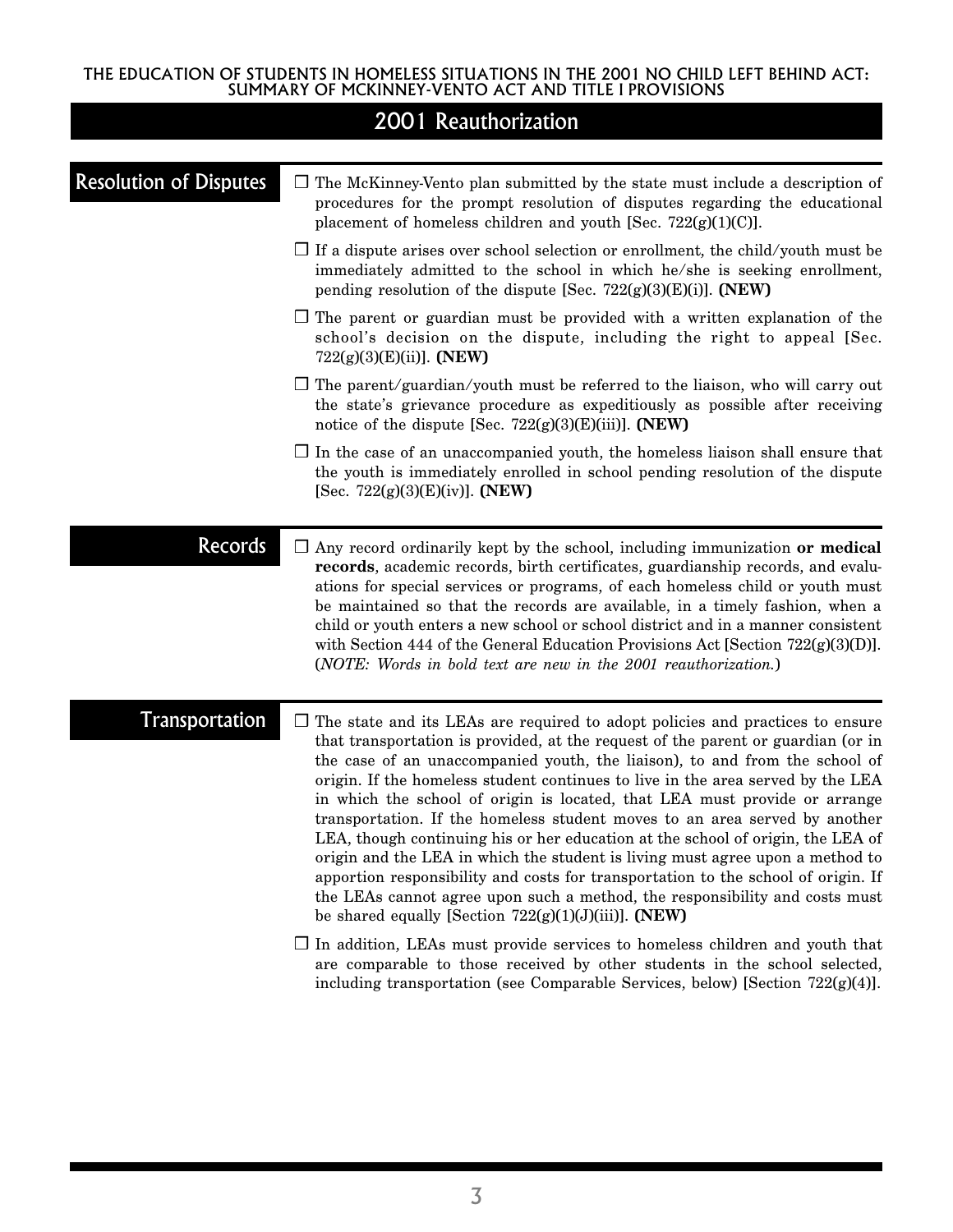## 2001 Reauthorization

### Resolution of Disputes

- ☐ The McKinney-Vento plan submitted by the state must include a description of procedures for the prompt resolution of disputes regarding the educational placement of homeless children and youth [Sec. 722(g)(1)(C)].
- ☐ If a dispute arises over school selection or enrollment, the child/youth must be immediately admitted to the school in which he/she is seeking enrollment, pending resolution of the dispute [Sec. 722(g)(3)(E)(i)]. **(NEW)**
- ☐ The parent or guardian must be provided with a written explanation of the school's decision on the dispute, including the right to appeal [Sec. 722(g)(3)(E)(ii)]. **(NEW)**
- ☐ The parent/guardian/youth must be referred to the liaison, who will carry out the state's grievance procedure as expeditiously as possible after receiving notice of the dispute [Sec. 722(g)(3)(E)(iii)]. **(NEW)**
- ☐ In the case of an unaccompanied youth, the homeless liaison shall ensure that the youth is immediately enrolled in school pending resolution of the dispute [Sec. 722(g)(3)(E)(iv)]. **(NEW)**

### Records

- ☐ Any record ordinarily kept by the school, including immunization **or medical records**, academic records, birth certificates, guardianship records, and evaluations for special services or programs, of each homeless child or youth must be maintained so that the records are available, in a timely fashion, when a child or youth enters a new school or school district and in a manner consistent with Section 444 of the General Education Provisions Act [Section 722(g)(3)(D)]. (*NOTE: Words in bold text are new in the 2001 reauthorization.*)

### Transportation

- ☐ The state and its LEAs are required to adopt policies and practices to ensure that transportation is provided, at the request of the parent or guardian (or in the case of an unaccompanied youth, the liaison), to and from the school of origin. If the homeless student continues to live in the area served by the LEA in which the school of origin is located, that LEA must provide or arrange transportation. If the homeless student moves to an area served by another LEA, though continuing his or her education at the school of origin, the LEA of origin and the LEA in which the student is living must agree upon a method to apportion responsibility and costs for transportation to the school of origin. If the LEAs cannot agree upon such a method, the responsibility and costs must be shared equally [Section 722(g)(1)(J)(iii)]. **(NEW)**
- ☐ In addition, LEAs must provide services to homeless children and youth that are comparable to those received by other students in the school selected, including transportation (see Comparable Services, below) [Section 722(g)(4)].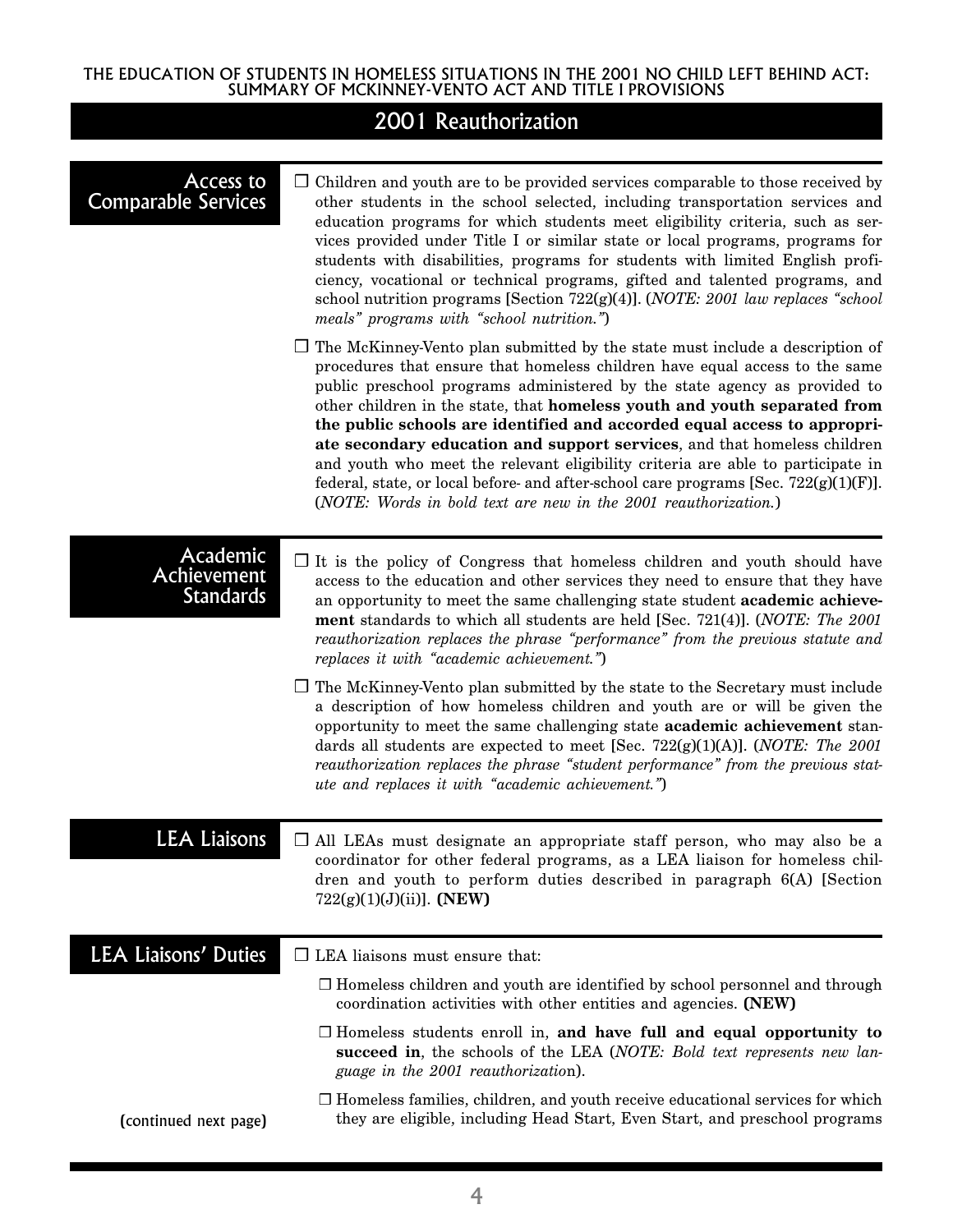THE EDUCATION OF STUDENTS IN HOMELESS SITUATIONS IN THE 2001 NO CHILD LEFT BEHIND ACT: SUMMARY OF MCKINNEY-VENTO ACT AND TITLE I PROVISIONS

## 2001 Reauthorization

### Access to Comparable Services

- ☐ Children and youth are to be provided services comparable to those received by other students in the school selected, including transportation services and education programs for which students meet eligibility criteria, such as services provided under Title I or similar state or local programs, programs for students with disabilities, programs for students with limited English proficiency, vocational or technical programs, gifted and talented programs, and school nutrition programs [Section 722(g)(4)]. (*NOTE: 2001 law replaces "school meals" programs with "school nutrition."*)

- ☐ The McKinney-Vento plan submitted by the state must include a description of procedures that ensure that homeless children have equal access to the same public preschool programs administered by the state agency as provided to other children in the state, that **homeless youth and youth separated from the public schools are identified and accorded equal access to appropriate secondary education and support services**, and that homeless children and youth who meet the relevant eligibility criteria are able to participate in federal, state, or local before- and after-school care programs [Sec. 722(g)(1)(F)]. (*NOTE: Words in bold text are new in the 2001 reauthorization.*)

### Academic Achievement Standards

- ☐ It is the policy of Congress that homeless children and youth should have access to the education and other services they need to ensure that they have an opportunity to meet the same challenging state student **academic achievement** standards to which all students are held [Sec. 721(4)]. (*NOTE: The 2001 reauthorization replaces the phrase "performance" from the previous statute and replaces it with "academic achievement."*)

- ☐ The McKinney-Vento plan submitted by the state to the Secretary must include a description of how homeless children and youth are or will be given the opportunity to meet the same challenging state **academic achievement** standards all students are expected to meet [Sec. 722(g)(1)(A)]. (*NOTE: The 2001 reauthorization replaces the phrase "student performance" from the previous statute and replaces it with "academic achievement."*)

### LEA Liaisons

- ☐ All LEAs must designate an appropriate staff person, who may also be a coordinator for other federal programs, as a LEA liaison for homeless children and youth to perform duties described in paragraph 6(A) [Section 722(g)(1)(J)(ii)]. **(NEW)**

### LEA Liaisons' Duties

- ☐ LEA liaisons must ensure that:
  - ☐ Homeless children and youth are identified by school personnel and through coordination activities with other entities and agencies. **(NEW)**
  - ☐ Homeless students enroll in, **and have full and equal opportunity to succeed in**, the schools of the LEA (*NOTE: Bold text represents new language in the 2001 reauthorization*).
  - ☐ Homeless families, children, and youth receive educational services for which they are eligible, including Head Start, Even Start, and preschool programs

(continued next page)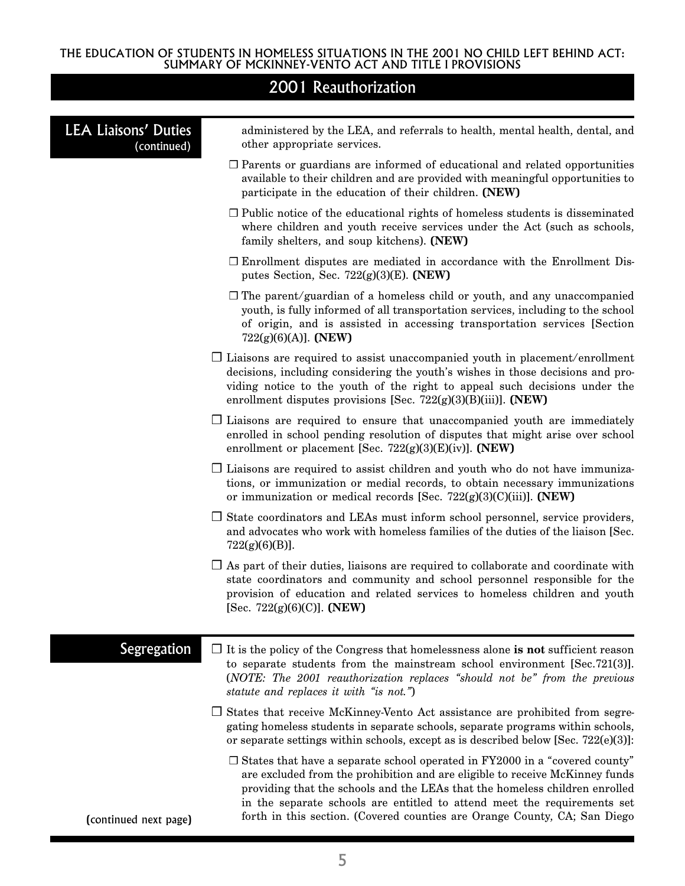## 2001 Reauthorization

### LEA Liaisons' Duties (continued)

administered by the LEA, and referrals to health, mental health, dental, and other appropriate services.

- ☐ Parents or guardians are informed of educational and related opportunities available to their children and are provided with meaningful opportunities to participate in the education of their children. **(NEW)**
- ☐ Public notice of the educational rights of homeless students is disseminated where children and youth receive services under the Act (such as schools, family shelters, and soup kitchens). **(NEW)**
- ☐ Enrollment disputes are mediated in accordance with the Enrollment Disputes Section, Sec. 722(g)(3)(E). **(NEW)**
- ☐ The parent/guardian of a homeless child or youth, and any unaccompanied youth, is fully informed of all transportation services, including to the school of origin, and is assisted in accessing transportation services [Section 722(g)(6)(A)]. **(NEW)**

☐ Liaisons are required to assist unaccompanied youth in placement/enrollment decisions, including considering the youth's wishes in those decisions and providing notice to the youth of the right to appeal such decisions under the enrollment disputes provisions [Sec. 722(g)(3)(B)(iii)]. **(NEW)**

☐ Liaisons are required to ensure that unaccompanied youth are immediately enrolled in school pending resolution of disputes that might arise over school enrollment or placement [Sec. 722(g)(3)(E)(iv)]. **(NEW)**

☐ Liaisons are required to assist children and youth who do not have immunizations, or immunization or medial records, to obtain necessary immunizations or immunization or medical records [Sec. 722(g)(3)(C)(iii)]. **(NEW)**

☐ State coordinators and LEAs must inform school personnel, service providers, and advocates who work with homeless families of the duties of the liaison [Sec. 722(g)(6)(B)].

☐ As part of their duties, liaisons are required to collaborate and coordinate with state coordinators and community and school personnel responsible for the provision of education and related services to homeless children and youth [Sec. 722(g)(6)(C)]. **(NEW)**

### Segregation

☐ It is the policy of the Congress that homelessness alone **is not** sufficient reason to separate students from the mainstream school environment [Sec.721(3)]. (*NOTE: The 2001 reauthorization replaces "should not be" from the previous statute and replaces it with "is not."*)

☐ States that receive McKinney-Vento Act assistance are prohibited from segregating homeless students in separate schools, separate programs within schools, or separate settings within schools, except as is described below [Sec. 722(e)(3)]:

- ☐ States that have a separate school operated in FY2000 in a "covered county" are excluded from the prohibition and are eligible to receive McKinney funds providing that the schools and the LEAs that the homeless children enrolled in the separate schools are entitled to attend meet the requirements set forth in this section. (Covered counties are Orange County, CA; San Diego

(continued next page)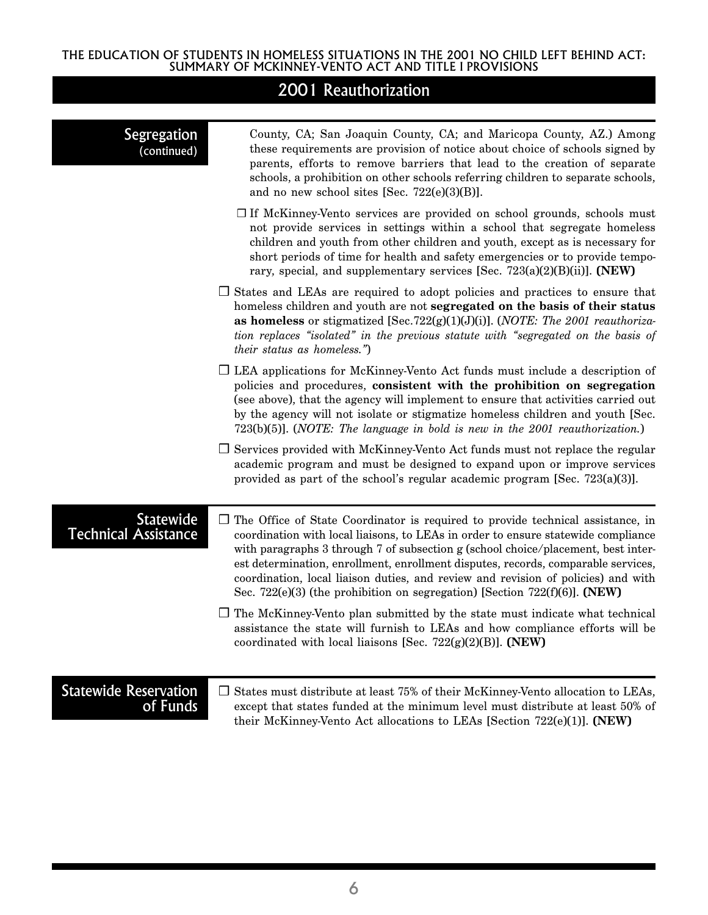## 2001 Reauthorization

### Segregation (continued)

County, CA; San Joaquin County, CA; and Maricopa County, AZ.) Among these requirements are provision of notice about choice of schools signed by parents, efforts to remove barriers that lead to the creation of separate schools, a prohibition on other schools referring children to separate schools, and no new school sites [Sec. 722(e)(3)(B)].

- ❒ If McKinney-Vento services are provided on school grounds, schools must not provide services in settings within a school that segregate homeless children and youth from other children and youth, except as is necessary for short periods of time for health and safety emergencies or to provide temporary, special, and supplementary services [Sec. 723(a)(2)(B)(ii)]. **(NEW)**

❒ States and LEAs are required to adopt policies and practices to ensure that homeless children and youth are not **segregated on the basis of their status as homeless** or stigmatized [Sec.722(g)(1)(J)(i)]. (*NOTE: The 2001 reauthorization replaces "isolated" in the previous statute with "segregated on the basis of their status as homeless."*)

❒ LEA applications for McKinney-Vento Act funds must include a description of policies and procedures, **consistent with the prohibition on segregation** (see above), that the agency will implement to ensure that activities carried out by the agency will not isolate or stigmatize homeless children and youth [Sec. 723(b)(5)]. (*NOTE: The language in bold is new in the 2001 reauthorization.*)

❒ Services provided with McKinney-Vento Act funds must not replace the regular academic program and must be designed to expand upon or improve services provided as part of the school's regular academic program [Sec. 723(a)(3)].

### Statewide Technical Assistance

❒ The Office of State Coordinator is required to provide technical assistance, in coordination with local liaisons, to LEAs in order to ensure statewide compliance with paragraphs 3 through 7 of subsection g (school choice/placement, best interest determination, enrollment, enrollment disputes, records, comparable services, coordination, local liaison duties, and review and revision of policies) and with Sec. 722(e)(3) (the prohibition on segregation) [Section 722(f)(6)]. **(NEW)**

❒ The McKinney-Vento plan submitted by the state must indicate what technical assistance the state will furnish to LEAs and how compliance efforts will be coordinated with local liaisons [Sec. 722(g)(2)(B)]. **(NEW)**

### Statewide Reservation of Funds

❒ States must distribute at least 75% of their McKinney-Vento allocation to LEAs, except that states funded at the minimum level must distribute at least 50% of their McKinney-Vento Act allocations to LEAs [Section 722(e)(1)]. **(NEW)**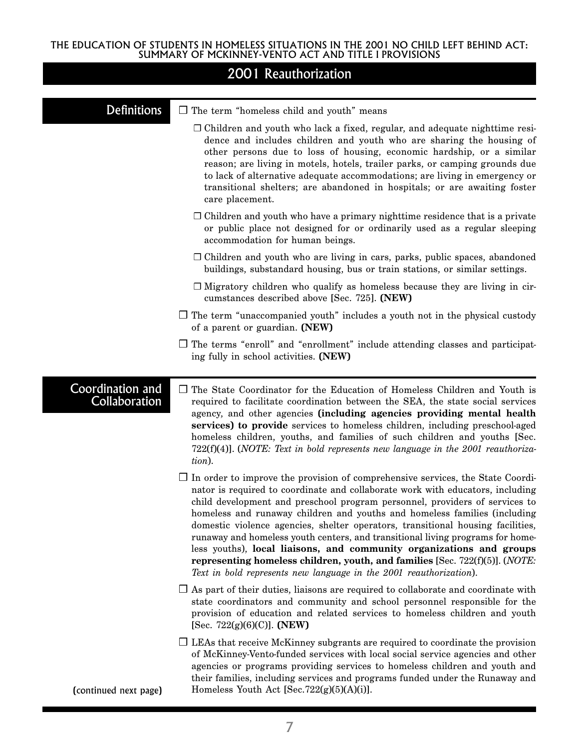# THE EDUCATION OF STUDENTS IN HOMELESS SITUATIONS IN THE 2001 NO CHILD LEFT BEHIND ACT: SUMMARY OF MCKINNEY-VENTO ACT AND TITLE I PROVISIONS

## 2001 Reauthorization

### Definitions

- ❒ The term "homeless child and youth" means
  - ❒ Children and youth who lack a fixed, regular, and adequate nighttime residence and includes children and youth who are sharing the housing of other persons due to loss of housing, economic hardship, or a similar reason; are living in motels, hotels, trailer parks, or camping grounds due to lack of alternative adequate accommodations; are living in emergency or transitional shelters; are abandoned in hospitals; or are awaiting foster care placement.
  - ❒ Children and youth who have a primary nighttime residence that is a private or public place not designed for or ordinarily used as a regular sleeping accommodation for human beings.
  - ❒ Children and youth who are living in cars, parks, public spaces, abandoned buildings, substandard housing, bus or train stations, or similar settings.
  - ❒ Migratory children who qualify as homeless because they are living in circumstances described above [Sec. 725]. **(NEW)**
- ❒ The term "unaccompanied youth" includes a youth not in the physical custody of a parent or guardian. **(NEW)**
- ❒ The terms "enroll" and "enrollment" include attending classes and participating fully in school activities. **(NEW)**

### Coordination and Collaboration

- ❒ The State Coordinator for the Education of Homeless Children and Youth is required to facilitate coordination between the SEA, the state social services agency, and other agencies **(including agencies providing mental health services) to provide** services to homeless children, including preschool-aged homeless children, youths, and families of such children and youths [Sec. 722(f)(4)]. (*NOTE: Text in bold represents new language in the 2001 reauthorization*).
- ❒ In order to improve the provision of comprehensive services, the State Coordinator is required to coordinate and collaborate work with educators, including child development and preschool program personnel, providers of services to homeless and runaway children and youths and homeless families (including domestic violence agencies, shelter operators, transitional housing facilities, runaway and homeless youth centers, and transitional living programs for homeless youths), **local liaisons, and community organizations and groups representing homeless children, youth, and families** [Sec. 722(f)(5)]. (*NOTE: Text in bold represents new language in the 2001 reauthorization*).
- ❒ As part of their duties, liaisons are required to collaborate and coordinate with state coordinators and community and school personnel responsible for the provision of education and related services to homeless children and youth [Sec. 722(g)(6)(C)]. **(NEW)**
- ❒ LEAs that receive McKinney subgrants are required to coordinate the provision of McKinney-Vento-funded services with local social service agencies and other agencies or programs providing services to homeless children and youth and their families, including services and programs funded under the Runaway and Homeless Youth Act [Sec.722(g)(5)(A)(i)].

(continued next page)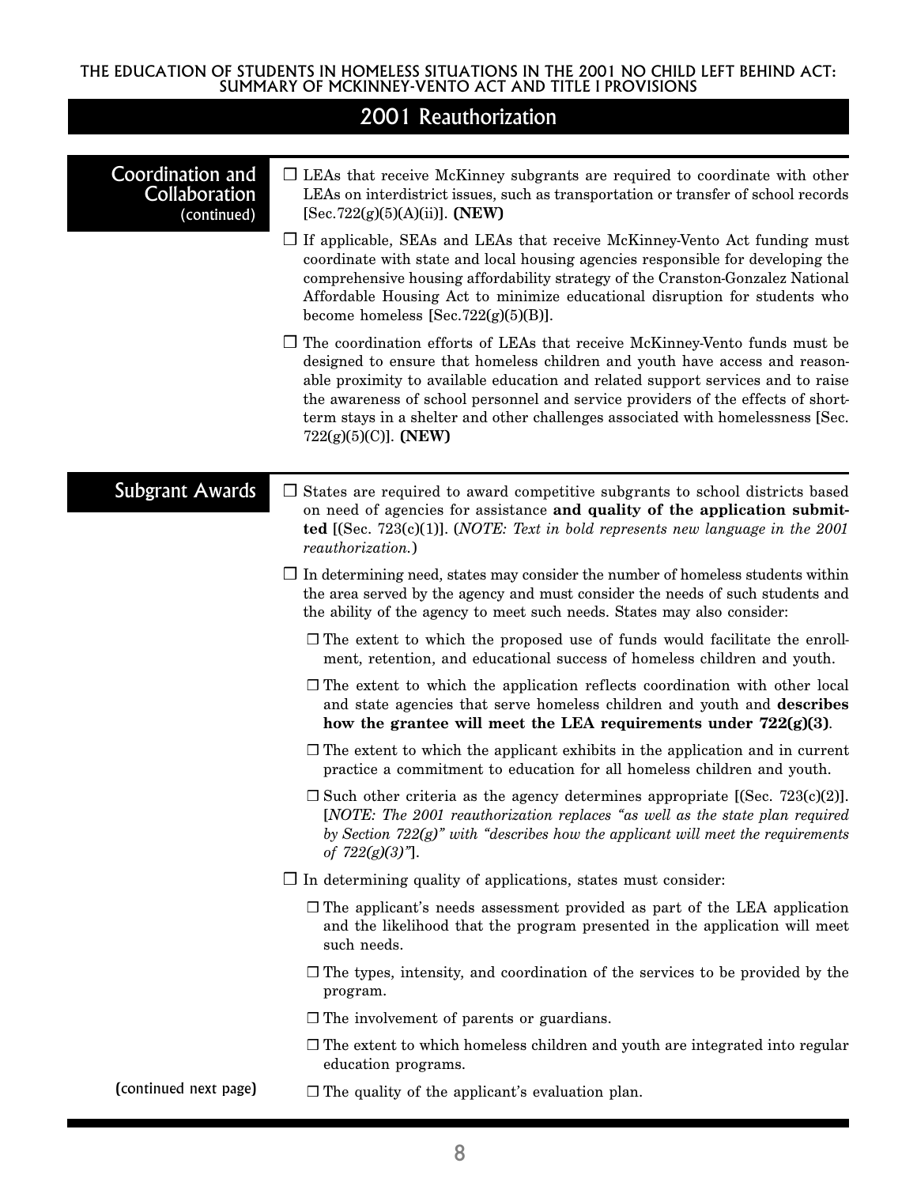## 2001 Reauthorization

### Coordination and Collaboration (continued)

- ❑ LEAs that receive McKinney subgrants are required to coordinate with other LEAs on interdistrict issues, such as transportation or transfer of school records [Sec.722(g)(5)(A)(ii)]. **(NEW)**
- ❑ If applicable, SEAs and LEAs that receive McKinney-Vento Act funding must coordinate with state and local housing agencies responsible for developing the comprehensive housing affordability strategy of the Cranston-Gonzalez National Affordable Housing Act to minimize educational disruption for students who become homeless [Sec.722(g)(5)(B)].
- ❑ The coordination efforts of LEAs that receive McKinney-Vento funds must be designed to ensure that homeless children and youth have access and reasonable proximity to available education and related support services and to raise the awareness of school personnel and service providers of the effects of short-term stays in a shelter and other challenges associated with homelessness [Sec. 722(g)(5)(C)]. **(NEW)**

### Subgrant Awards

- ❑ States are required to award competitive subgrants to school districts based on need of agencies for assistance **and quality of the application submitted** [(Sec. 723(c)(1)]. (*NOTE: Text in bold represents new language in the 2001 reauthorization.*)
- ❑ In determining need, states may consider the number of homeless students within the area served by the agency and must consider the needs of such students and the ability of the agency to meet such needs. States may also consider:
  - ❑ The extent to which the proposed use of funds would facilitate the enrollment, retention, and educational success of homeless children and youth.
  - ❑ The extent to which the application reflects coordination with other local and state agencies that serve homeless children and youth and **describes how the grantee will meet the LEA requirements under 722(g)(3)**.
  - ❑ The extent to which the applicant exhibits in the application and in current practice a commitment to education for all homeless children and youth.
  - ❑ Such other criteria as the agency determines appropriate [(Sec. 723(c)(2)]. [*NOTE: The 2001 reauthorization replaces "as well as the state plan required by Section 722(g)" with "describes how the applicant will meet the requirements of 722(g)(3)"*].
- ❑ In determining quality of applications, states must consider:
  - ❑ The applicant's needs assessment provided as part of the LEA application and the likelihood that the program presented in the application will meet such needs.
  - ❑ The types, intensity, and coordination of the services to be provided by the program.
  - ❑ The involvement of parents or guardians.
  - ❑ The extent to which homeless children and youth are integrated into regular education programs.
  - ❑ The quality of the applicant's evaluation plan.

(continued next page)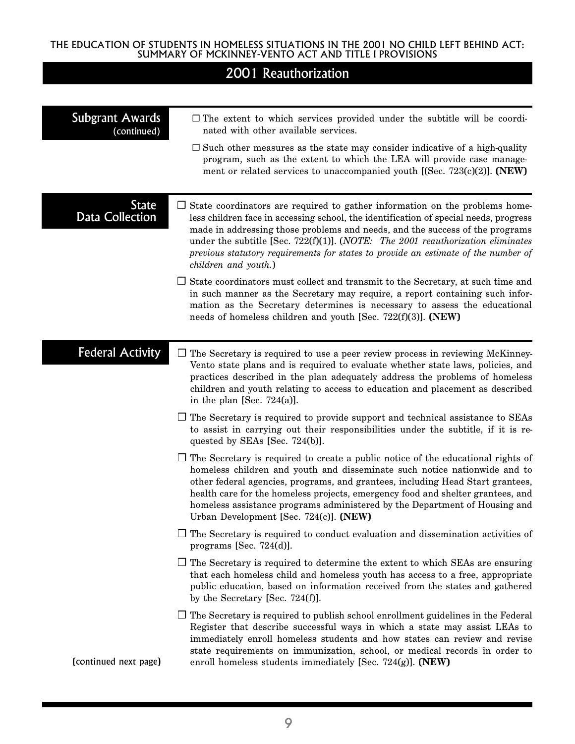## 2001 Reauthorization

### Subgrant Awards (continued)

- ❒ The extent to which services provided under the subtitle will be coordinated with other available services.
- ❒ Such other measures as the state may consider indicative of a high-quality program, such as the extent to which the LEA will provide case management or related services to unaccompanied youth [(Sec. 723(c)(2)]. **(NEW)**

### State Data Collection

- ❒ State coordinators are required to gather information on the problems homeless children face in accessing school, the identification of special needs, progress made in addressing those problems and needs, and the success of the programs under the subtitle [Sec. 722(f)(1)]. (*NOTE: The 2001 reauthorization eliminates previous statutory requirements for states to provide an estimate of the number of children and youth.*)
- ❒ State coordinators must collect and transmit to the Secretary, at such time and in such manner as the Secretary may require, a report containing such information as the Secretary determines is necessary to assess the educational needs of homeless children and youth [Sec. 722(f)(3)]. **(NEW)**

### Federal Activity

- ❒ The Secretary is required to use a peer review process in reviewing McKinney-Vento state plans and is required to evaluate whether state laws, policies, and practices described in the plan adequately address the problems of homeless children and youth relating to access to education and placement as described in the plan [Sec. 724(a)].
- ❒ The Secretary is required to provide support and technical assistance to SEAs to assist in carrying out their responsibilities under the subtitle, if it is requested by SEAs [Sec. 724(b)].
- ❒ The Secretary is required to create a public notice of the educational rights of homeless children and youth and disseminate such notice nationwide and to other federal agencies, programs, and grantees, including Head Start grantees, health care for the homeless projects, emergency food and shelter grantees, and homeless assistance programs administered by the Department of Housing and Urban Development [Sec. 724(c)]. **(NEW)**
- ❒ The Secretary is required to conduct evaluation and dissemination activities of programs [Sec. 724(d)].
- ❒ The Secretary is required to determine the extent to which SEAs are ensuring that each homeless child and homeless youth has access to a free, appropriate public education, based on information received from the states and gathered by the Secretary [Sec. 724(f)].
- ❒ The Secretary is required to publish school enrollment guidelines in the Federal Register that describe successful ways in which a state may assist LEAs to immediately enroll homeless students and how states can review and revise state requirements on immunization, school, or medical records in order to enroll homeless students immediately [Sec. 724(g)]. **(NEW)**

(continued next page)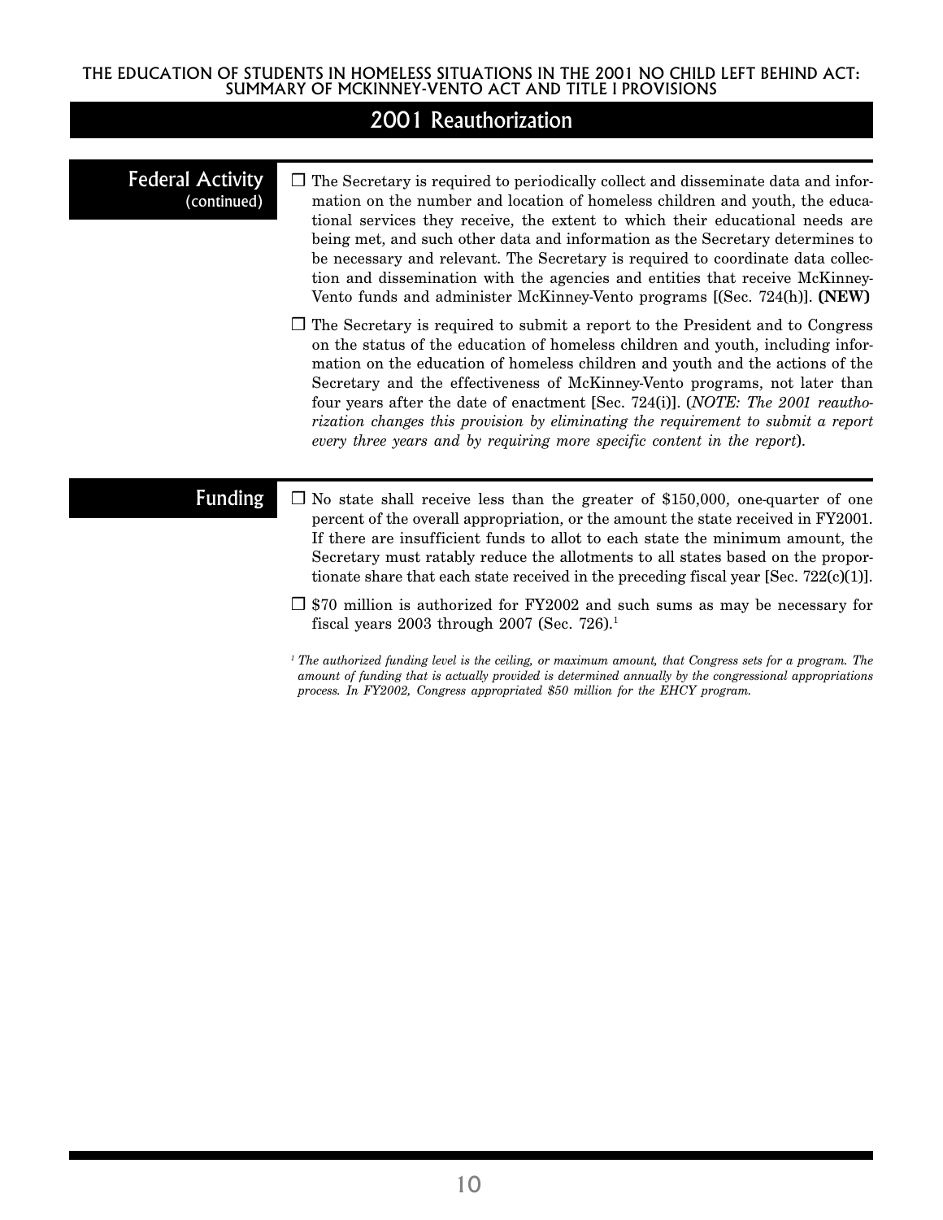## 2001 Reauthorization

### Federal Activity (continued)

- ☐ The Secretary is required to periodically collect and disseminate data and information on the number and location of homeless children and youth, the educational services they receive, the extent to which their educational needs are being met, and such other data and information as the Secretary determines to be necessary and relevant. The Secretary is required to coordinate data collection and dissemination with the agencies and entities that receive McKinney-Vento funds and administer McKinney-Vento programs [(Sec. 724(h)]. **(NEW)**

- ☐ The Secretary is required to submit a report to the President and to Congress on the status of the education of homeless children and youth, including information on the education of homeless children and youth and the actions of the Secretary and the effectiveness of McKinney-Vento programs, not later than four years after the date of enactment [Sec. 724(i)]. (*NOTE: The 2001 reauthorization changes this provision by eliminating the requirement to submit a report every three years and by requiring more specific content in the report*).

### Funding

- ☐ No state shall receive less than the greater of $150,000, one-quarter of one percent of the overall appropriation, or the amount the state received in FY2001. If there are insufficient funds to allot to each state the minimum amount, the Secretary must ratably reduce the allotments to all states based on the proportionate share that each state received in the preceding fiscal year [Sec. 722(c)(1)].

- ☐ $70 million is authorized for FY2002 and such sums as may be necessary for fiscal years 2003 through 2007 (Sec. 726).[1]

[1] *The authorized funding level is the ceiling, or maximum amount, that Congress sets for a program. The amount of funding that is actually provided is determined annually by the congressional appropriations process. In FY2002, Congress appropriated $50 million for the EHCY program.*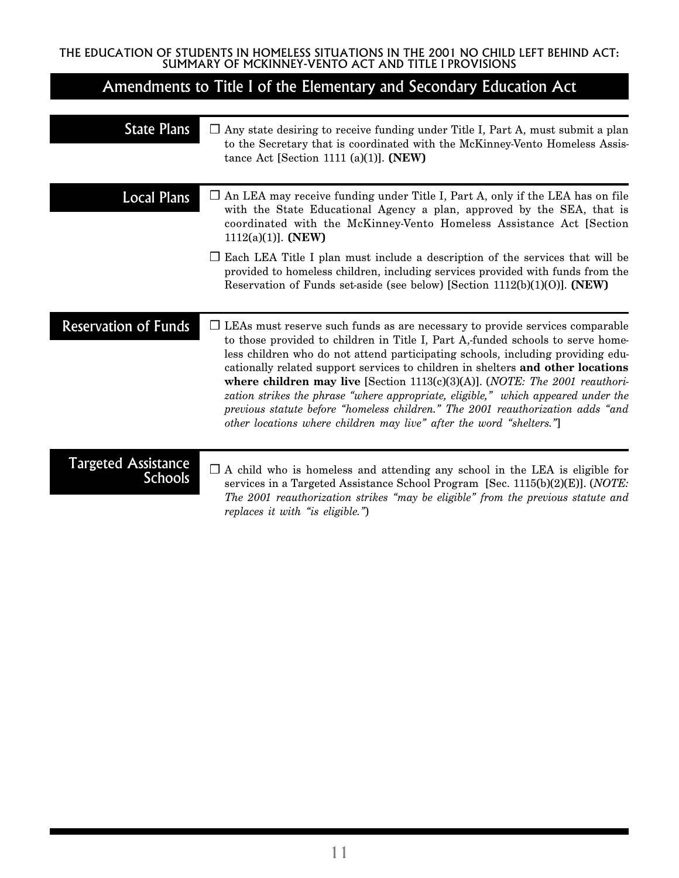## Amendments to Title I of the Elementary and Secondary Education Act

### State Plans

- ☐ Any state desiring to receive funding under Title I, Part A, must submit a plan to the Secretary that is coordinated with the McKinney-Vento Homeless Assistance Act [Section 1111 (a)(1)]. **(NEW)**

### Local Plans

- ☐ An LEA may receive funding under Title I, Part A, only if the LEA has on file with the State Educational Agency a plan, approved by the SEA, that is coordinated with the McKinney-Vento Homeless Assistance Act [Section 1112(a)(1)]. **(NEW)**
- ☐ Each LEA Title I plan must include a description of the services that will be provided to homeless children, including services provided with funds from the Reservation of Funds set-aside (see below) [Section 1112(b)(1)(O)]. **(NEW)**

### Reservation of Funds

- ☐ LEAs must reserve such funds as are necessary to provide services comparable to those provided to children in Title I, Part A,-funded schools to serve homeless children who do not attend participating schools, including providing educationally related support services to children in shelters **and other locations where children may live** [Section 1113(c)(3)(A)]. (*NOTE: The 2001 reauthorization strikes the phrase "where appropriate, eligible," which appeared under the previous statute before "homeless children." The 2001 reauthorization adds "and other locations where children may live" after the word "shelters."*]

### Targeted Assistance Schools

- ☐ A child who is homeless and attending any school in the LEA is eligible for services in a Targeted Assistance School Program [Sec. 1115(b)(2)(E)]. (*NOTE: The 2001 reauthorization strikes "may be eligible" from the previous statute and replaces it with "is eligible."*)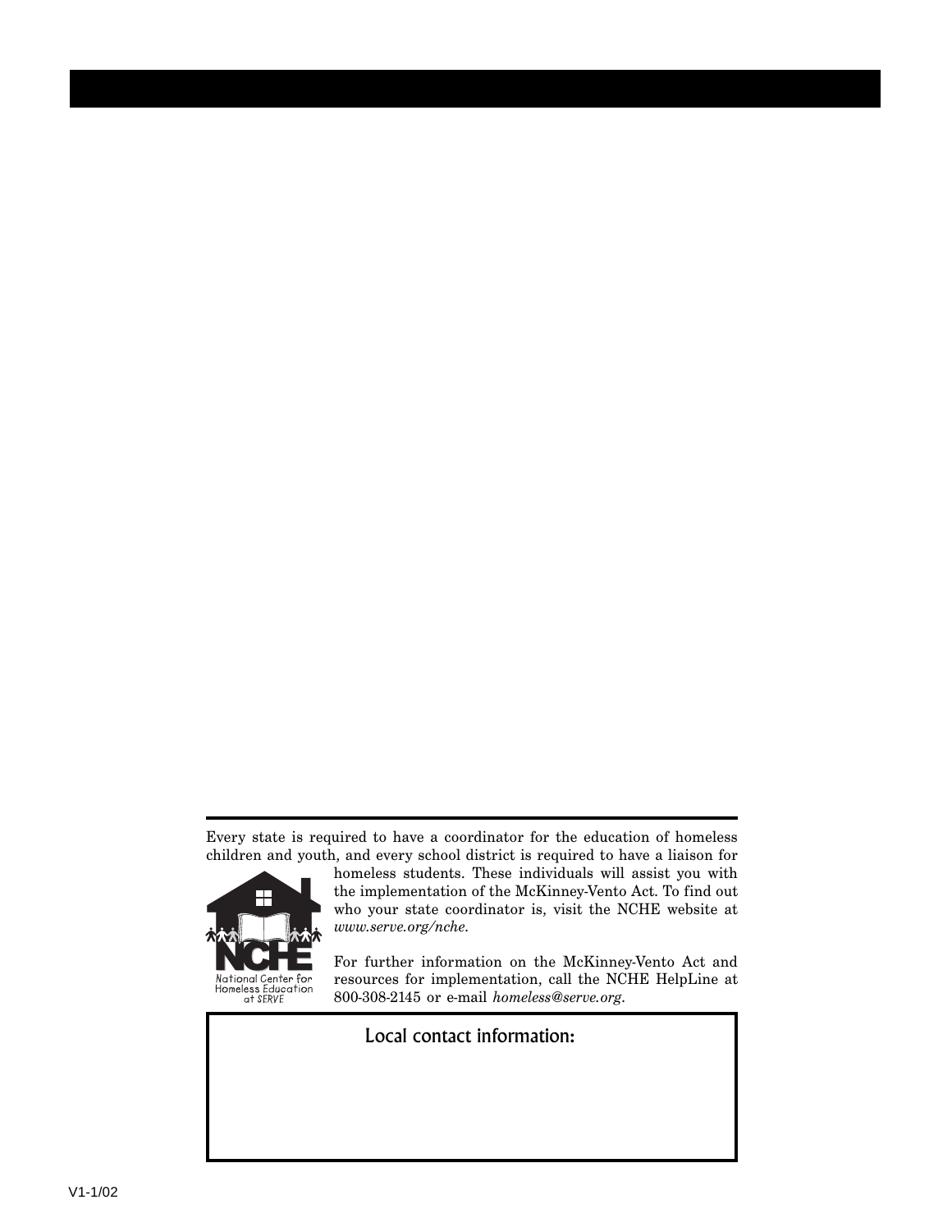Every state is required to have a coordinator for the education of homeless children and youth, and every school district is required to have a liaison for homeless students. These individuals will assist you with the implementation of the McKinney-Vento Act. To find out who your state coordinator is, visit the NCHE website at *www.serve.org/nche*.

NCHE

National Center for Homeless Education at SERVE

For further information on the McKinney-Vento Act and resources for implementation, call the NCHE HelpLine at 800-308-2145 or e-mail *homeless@serve.org*.

Local contact information:

V1-1/02